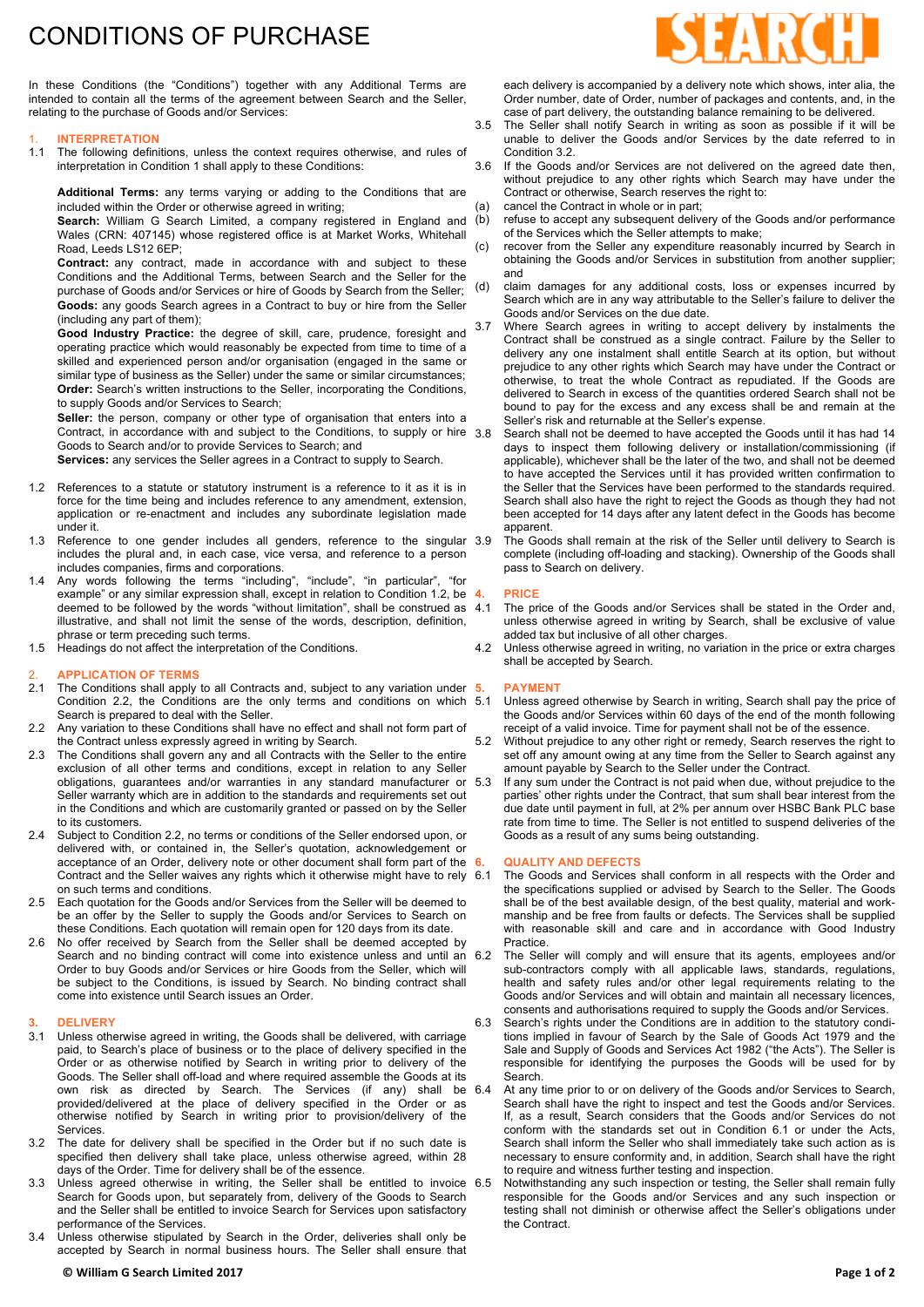# CONDITIONS OF PURCHASE

In these Conditions (the "Conditions") together with any Additional Terms are intended to contain all the terms of the agreement between Search and the Seller, relating to the purchase of Goods and/or Services:

## 1. INTERPRETATION

1.1 The following definitions, unless the context requires otherwise, and rules of interpretation in Condition 1 shall apply to these Conditions:

**Additional Terms:** any terms varying or adding to the Conditions that are included within the Order or otherwise agreed in writing;
**Search:** William G Search Limited, a company registered in England and Wales (CRN: 407145) whose registered office is at Market Works, Whitehall Road, Leeds LS12 6EP;
**Contract:** any contract, made in accordance with and subject to these Conditions and the Additional Terms, between Search and the Seller for the purchase of Goods and/or Services or hire of Goods by Search from the Seller;
**Goods:** any goods Search agrees in a Contract to buy or hire from the Seller (including any part of them);
**Good Industry Practice:** the degree of skill, care, prudence, foresight and operating practice which would reasonably be expected from time to time of a skilled and experienced person and/or organisation (engaged in the same or similar type of business as the Seller) under the same or similar circumstances;
**Order:** Search's written instructions to the Seller, incorporating the Conditions, to supply Goods and/or Services to Search;
**Seller:** the person, company or other type of organisation that enters into a Contract, in accordance with and subject to the Conditions, to supply or hire Goods to Search and/or to provide Services to Search; and
**Services:** any services the Seller agrees in a Contract to supply to Search.

1.2 References to a statute or statutory instrument is a reference to it as it is in force for the time being and includes reference to any amendment, extension, application or re-enactment and includes any subordinate legislation made under it.

1.3 Reference to one gender includes all genders, reference to the singular includes the plural and, in each case, vice versa, and reference to a person includes companies, firms and corporations.

1.4 Any words following the terms "including", "include", "in particular", "for example" or any similar expression shall, except in relation to Condition 1.2, be deemed to be followed by the words "without limitation", shall be construed as illustrative, and shall not limit the sense of the words, description, definition, phrase or term preceding such terms.

1.5 Headings do not affect the interpretation of the Conditions.

## 2. APPLICATION OF TERMS

2.1 The Conditions shall apply to all Contracts and, subject to any variation under Condition 2.2, the Conditions are the only terms and conditions on which Search is prepared to deal with the Seller.

2.2 Any variation to these Conditions shall have no effect and shall not form part of the Contract unless expressly agreed in writing by Search.

2.3 The Conditions shall govern any and all Contracts with the Seller to the entire exclusion of all other terms and conditions, except in relation to any Seller obligations, guarantees and/or warranties in any standard manufacturer or Seller warranty which are in addition to the standards and requirements set out in the Conditions and which are customarily granted or passed on by the Seller to its customers.

2.4 Subject to Condition 2.2, no terms or conditions of the Seller endorsed upon, or delivered with, or contained in, the Seller's quotation, acknowledgement or acceptance of an Order, delivery note or other document shall form part of the Contract and the Seller waives any rights which it otherwise might have to rely on such terms and conditions.

2.5 Each quotation for the Goods and/or Services from the Seller will be deemed to be an offer by the Seller to supply the Goods and/or Services to Search on these Conditions. Each quotation will remain open for 120 days from its date.

2.6 No offer received by Search from the Seller shall be deemed accepted by Search and no binding contract will come into existence unless and until an Order to buy Goods and/or Services or hire Goods from the Seller, which will be subject to the Conditions, is issued by Search. No binding contract shall come into existence until Search issues an Order.

## 3. DELIVERY

3.1 Unless otherwise agreed in writing, the Goods shall be delivered, with carriage paid, to Search's place of business or to the place of delivery specified in the Order or as otherwise notified by Search in writing prior to delivery of the Goods. The Seller shall off-load and where required assemble the Goods at its own risk as directed by Search. The Services (if any) shall be provided/delivered at the place of delivery specified in the Order or as otherwise notified by Search in writing prior to provision/delivery of the Services.

3.2 The date for delivery shall be specified in the Order but if no such date is specified then delivery shall take place, unless otherwise agreed, within 28 days of the Order. Time for delivery shall be of the essence.

3.3 Unless agreed otherwise in writing, the Seller shall be entitled to invoice Search for Goods upon, but separately from, delivery of the Goods to Search and the Seller shall be entitled to invoice Search for Services upon satisfactory performance of the Services.

3.4 Unless otherwise stipulated by Search in the Order, deliveries shall only be accepted by Search in normal business hours. The Seller shall ensure that each delivery is accompanied by a delivery note which shows, inter alia, the Order number, date of Order, number of packages and contents, and, in the case of part delivery, the outstanding balance remaining to be delivered.

3.5 The Seller shall notify Search in writing as soon as possible if it will be unable to deliver the Goods and/or Services by the date referred to in Condition 3.2.

3.6 If the Goods and/or Services are not delivered on the agreed date then, without prejudice to any other rights which Search may have under the Contract or otherwise, Search reserves the right to:

(a) cancel the Contract in whole or in part;
(b) refuse to accept any subsequent delivery of the Goods and/or performance of the Services which the Seller attempts to make;
(c) recover from the Seller any expenditure reasonably incurred by Search in obtaining the Goods and/or Services in substitution from another supplier; and
(d) claim damages for any additional costs, loss or expenses incurred by Search which are in any way attributable to the Seller's failure to deliver the Goods and/or Services on the due date.

3.7 Where Search agrees in writing to accept delivery by instalments the Contract shall be construed as a single contract. Failure by the Seller to delivery any one instalment shall entitle Search at its option, but without prejudice to any other rights which Search may have under the Contract or otherwise, to treat the whole Contract as repudiated. If the Goods are delivered to Search in excess of the quantities ordered Search shall not be bound to pay for the excess and any excess shall be and remain at the Seller's risk and returnable at the Seller's expense.

3.8 Search shall not be deemed to have accepted the Goods until it has had 14 days to inspect them following delivery or installation/commissioning (if applicable), whichever shall be the later of the two, and shall not be deemed to have accepted the Services until it has provided written confirmation to the Seller that the Services have been performed to the standards required. Search shall also have the right to reject the Goods as though they had not been accepted for 14 days after any latent defect in the Goods has become apparent.

3.9 The Goods shall remain at the risk of the Seller until delivery to Search is complete (including off-loading and stacking). Ownership of the Goods shall pass to Search on delivery.

## 4. PRICE

4.1 The price of the Goods and/or Services shall be stated in the Order and, unless otherwise agreed in writing by Search, shall be exclusive of value added tax but inclusive of all other charges.

4.2 Unless otherwise agreed in writing, no variation in the price or extra charges shall be accepted by Search.

## 5. PAYMENT

5.1 Unless agreed otherwise by Search in writing, Search shall pay the price of the Goods and/or Services within 60 days of the end of the month following receipt of a valid invoice. Time for payment shall not be of the essence.

5.2 Without prejudice to any other right or remedy, Search reserves the right to set off any amount owing at any time from the Seller to Search against any amount payable by Search to the Seller under the Contract.

5.3 If any sum under the Contract is not paid when due, without prejudice to the parties' other rights under the Contract, that sum shall bear interest from the due date until payment in full, at 2% per annum over HSBC Bank PLC base rate from time to time. The Seller is not entitled to suspend deliveries of the Goods as a result of any sums being outstanding.

## 6. QUALITY AND DEFECTS

6.1 The Goods and Services shall conform in all respects with the Order and the specifications supplied or advised by Search to the Seller. The Goods shall be of the best available design, of the best quality, material and workmanship and be free from faults or defects. The Services shall be supplied with reasonable skill and care and in accordance with Good Industry Practice.

6.2 The Seller will comply and will ensure that its agents, employees and/or sub-contractors comply with all applicable laws, standards, regulations, health and safety rules and/or other legal requirements relating to the Goods and/or Services and will obtain and maintain all necessary licences, consents and authorisations required to supply the Goods and/or Services.

6.3 Search's rights under the Conditions are in addition to the statutory conditions implied in favour of Search by the Sale of Goods Act 1979 and the Sale and Supply of Goods and Services Act 1982 ("the Acts"). The Seller is responsible for identifying the purposes the Goods will be used for by Search.

6.4 At any time prior to or on delivery of the Goods and/or Services to Search, Search shall have the right to inspect and test the Goods and/or Services. If, as a result, Search considers that the Goods and/or Services do not conform with the standards set out in Condition 6.1 or under the Acts, Search shall inform the Seller who shall immediately take such action as is necessary to ensure conformity and, in addition, Search shall have the right to require and witness further testing and inspection.

6.5 Notwithstanding any such inspection or testing, the Seller shall remain fully responsible for the Goods and/or Services and any such inspection or testing shall not diminish or otherwise affect the Seller's obligations under the Contract.

**© William G Search Limited 2017**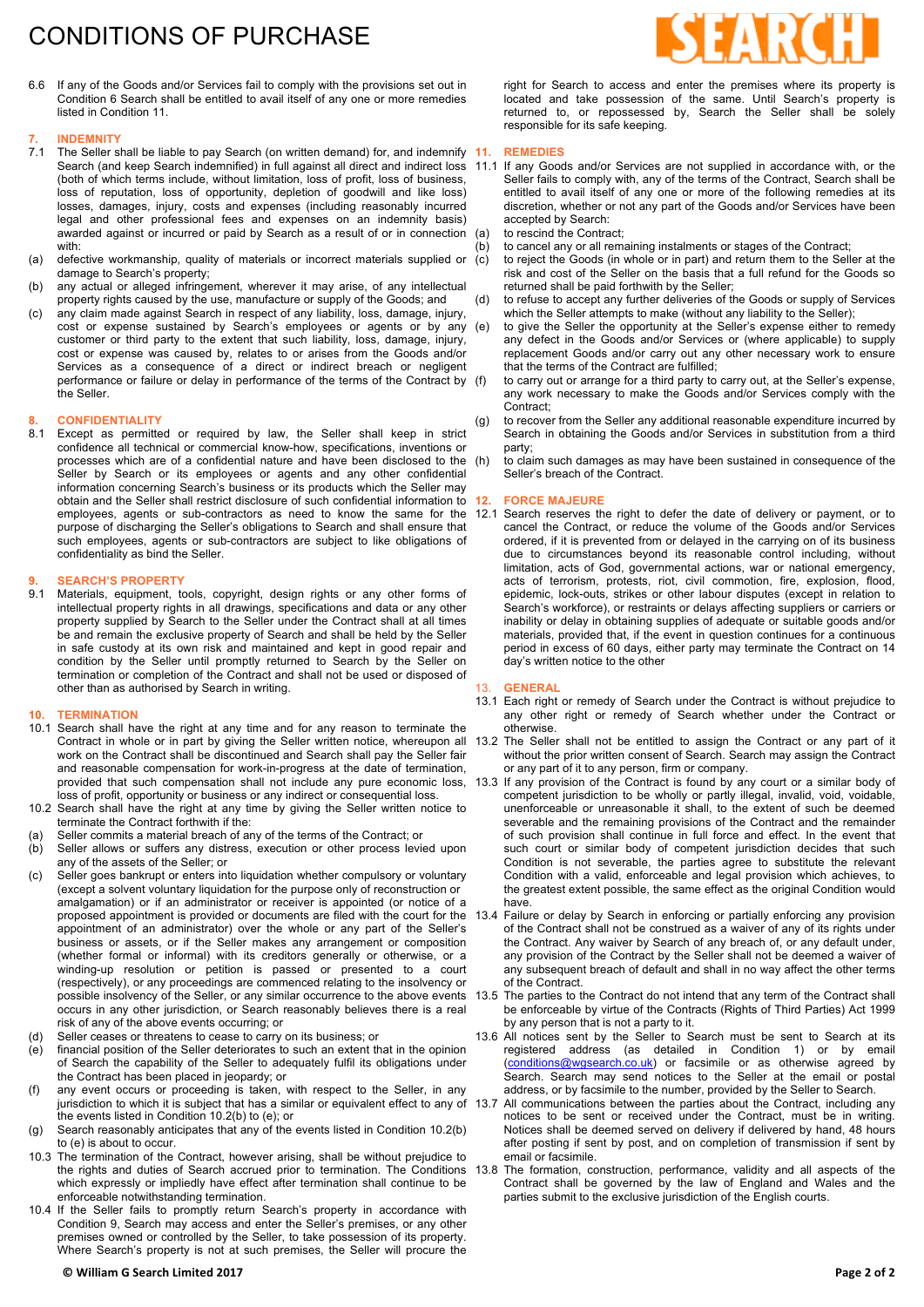# CONDITIONS OF PURCHASE

6.6 If any of the Goods and/or Services fail to comply with the provisions set out in Condition 6 Search shall be entitled to avail itself of any one or more remedies listed in Condition 11.

## 7. INDEMNITY

7.1 The Seller shall be liable to pay Search (on written demand) for, and indemnify Search (and keep Search indemnified) in full against all direct and indirect loss (both of which terms include, without limitation, loss of profit, loss of business, loss of reputation, loss of opportunity, depletion of goodwill and like loss) losses, damages, injury, costs and expenses (including reasonably incurred legal and other professional fees and expenses on an indemnity basis) awarded against or incurred or paid by Search as a result of or in connection with:

(a) defective workmanship, quality of materials or incorrect materials supplied or damage to Search's property;

(b) any actual or alleged infringement, wherever it may arise, of any intellectual property rights caused by the use, manufacture or supply of the Goods; and

(c) any claim made against Search in respect of any liability, loss, damage, injury, cost or expense sustained by Search's employees or agents or by any customer or third party to the extent that such liability, loss, damage, injury, cost or expense was caused by, relates to or arises from the Goods and/or Services as a consequence of a direct or indirect breach or negligent performance or failure or delay in performance of the terms of the Contract by the Seller.

## 8. CONFIDENTIALITY

8.1 Except as permitted or required by law, the Seller shall keep in strict confidence all technical or commercial know-how, specifications, inventions or processes which are of a confidential nature and have been disclosed to the Seller by Search or its employees or agents and any other confidential information concerning Search's business or its products which the Seller may obtain and the Seller shall restrict disclosure of such confidential information to employees, agents or sub-contractors as need to know the same for the purpose of discharging the Seller's obligations to Search and shall ensure that such employees, agents or sub-contractors are subject to like obligations of confidentiality as bind the Seller.

## 9. SEARCH'S PROPERTY

9.1 Materials, equipment, tools, copyright, design rights or any other forms of intellectual property rights in all drawings, specifications and data or any other property supplied by Search to the Seller under the Contract shall at all times be and remain the exclusive property of Search and shall be held by the Seller in safe custody at its own risk and maintained and kept in good repair and condition by the Seller until promptly returned to Search by the Seller on termination or completion of the Contract and shall not be used or disposed of other than as authorised by Search in writing.

## 10. TERMINATION

10.1 Search shall have the right at any time and for any reason to terminate the Contract in whole or in part by giving the Seller written notice, whereupon all work on the Contract shall be discontinued and Search shall pay the Seller fair and reasonable compensation for work-in-progress at the date of termination, provided that such compensation shall not include any pure economic loss, loss of profit, opportunity or business or any indirect or consequential loss.

10.2 Search shall have the right at any time by giving the Seller written notice to terminate the Contract forthwith if the:

(a) Seller commits a material breach of any of the terms of the Contract; or

(b) Seller allows or suffers any distress, execution or other process levied upon any of the assets of the Seller; or

(c) Seller goes bankrupt or enters into liquidation whether compulsory or voluntary (except a solvent voluntary liquidation for the purpose only of reconstruction or amalgamation) or if an administrator or receiver is appointed (or notice of a proposed appointment is provided or documents are filed with the court for the appointment of an administrator) over the whole or any part of the Seller's business or assets, or if the Seller makes any arrangement or composition (whether formal or informal) with its creditors generally or otherwise, or a winding-up resolution or petition is passed or presented to a court (respectively), or any proceedings are commenced relating to the insolvency or possible insolvency of the Seller, or any similar occurrence to the above events occurs in any other jurisdiction, or Search reasonably believes there is a real risk of any of the above events occurring; or

(d) Seller ceases or threatens to cease to carry on its business; or

(e) financial position of the Seller deteriorates to such an extent that in the opinion of Search the capability of the Seller to adequately fulfil its obligations under the Contract has been placed in jeopardy; or

(f) any event occurs or proceeding is taken, with respect to the Seller, in any jurisdiction to which it is subject that has a similar or equivalent effect to any of the events listed in Condition 10.2(b) to (e); or

(g) Search reasonably anticipates that any of the events listed in Condition 10.2(b) to (e) is about to occur.

10.3 The termination of the Contract, however arising, shall be without prejudice to the rights and duties of Search accrued prior to termination. The Conditions which expressly or impliedly have effect after termination shall continue to be enforceable notwithstanding termination.

10.4 If the Seller fails to promptly return Search's property in accordance with Condition 9, Search may access and enter the Seller's premises, or any other premises owned or controlled by the Seller, to take possession of its property. Where Search's property is not at such premises, the Seller will procure the right for Search to access and enter the premises where its property is located and take possession of the same. Until Search's property is returned to, or repossessed by, Search the Seller shall be solely responsible for its safe keeping.

## 11. REMEDIES

11.1 If any Goods and/or Services are not supplied in accordance with, or the Seller fails to comply with, any of the terms of the Contract, Search shall be entitled to avail itself of any one or more of the following remedies at its discretion, whether or not any part of the Goods and/or Services have been accepted by Search:

(a) to rescind the Contract;

(b) to cancel any or all remaining instalments or stages of the Contract;

(c) to reject the Goods (in whole or in part) and return them to the Seller at the risk and cost of the Seller on the basis that a full refund for the Goods so returned shall be paid forthwith by the Seller;

(d) to refuse to accept any further deliveries of the Goods or supply of Services which the Seller attempts to make (without any liability to the Seller);

(e) to give the Seller the opportunity at the Seller's expense either to remedy any defect in the Goods and/or Services or (where applicable) to supply replacement Goods and/or carry out any other necessary work to ensure that the terms of the Contract are fulfilled;

(f) to carry out or arrange for a third party to carry out, at the Seller's expense, any work necessary to make the Goods and/or Services comply with the Contract;

(g) to recover from the Seller any additional reasonable expenditure incurred by Search in obtaining the Goods and/or Services in substitution from a third party;

(h) to claim such damages as may have been sustained in consequence of the Seller's breach of the Contract.

## 12. FORCE MAJEURE

12.1 Search reserves the right to defer the date of delivery or payment, or to cancel the Contract, or reduce the volume of the Goods and/or Services ordered, if it is prevented from or delayed in the carrying on of its business due to circumstances beyond its reasonable control including, without limitation, acts of God, governmental actions, war or national emergency, acts of terrorism, protests, riot, civil commotion, fire, explosion, flood, epidemic, lock-outs, strikes or other labour disputes (except in relation to Search's workforce), or restraints or delays affecting suppliers or carriers or inability or delay in obtaining supplies of adequate or suitable goods and/or materials, provided that, if the event in question continues for a continuous period in excess of 60 days, either party may terminate the Contract on 14 day's written notice to the other

## 13. GENERAL

13.1 Each right or remedy of Search under the Contract is without prejudice to any other right or remedy of Search whether under the Contract or otherwise.

13.2 The Seller shall not be entitled to assign the Contract or any part of it without the prior written consent of Search. Search may assign the Contract or any part of it to any person, firm or company.

13.3 If any provision of the Contract is found by any court or a similar body of competent jurisdiction to be wholly or partly illegal, invalid, void, voidable, unenforceable or unreasonable it shall, to the extent of such be deemed severable and the remaining provisions of the Contract and the remainder of such provision shall continue in full force and effect. In the event that such court or similar body of competent jurisdiction decides that such Condition is not severable, the parties agree to substitute the relevant Condition with a valid, enforceable and legal provision which achieves, to the greatest extent possible, the same effect as the original Condition would have.

13.4 Failure or delay by Search in enforcing or partially enforcing any provision of the Contract shall not be construed as a waiver of any of its rights under the Contract. Any waiver by Search of any breach of, or any default under, any provision of the Contract by the Seller shall not be deemed a waiver of any subsequent breach of default and shall in no way affect the other terms of the Contract.

13.5 The parties to the Contract do not intend that any term of the Contract shall be enforceable by virtue of the Contracts (Rights of Third Parties) Act 1999 by any person that is not a party to it.

13.6 All notices sent by the Seller to Search must be sent to Search at its registered address (as detailed in Condition 1) or by email (conditions@wgsearch.co.uk) or facsimile or as otherwise agreed by Search. Search may send notices to the Seller at the email or postal address, or by facsimile to the number, provided by the Seller to Search.

13.7 All communications between the parties about the Contract, including any notices to be sent or received under the Contract, must be in writing. Notices shall be deemed served on delivery if delivered by hand, 48 hours after posting if sent by post, and on completion of transmission if sent by email or facsimile.

13.8 The formation, construction, performance, validity and all aspects of the Contract shall be governed by the law of England and Wales and the parties submit to the exclusive jurisdiction of the English courts.

**© William G Search Limited 2017**